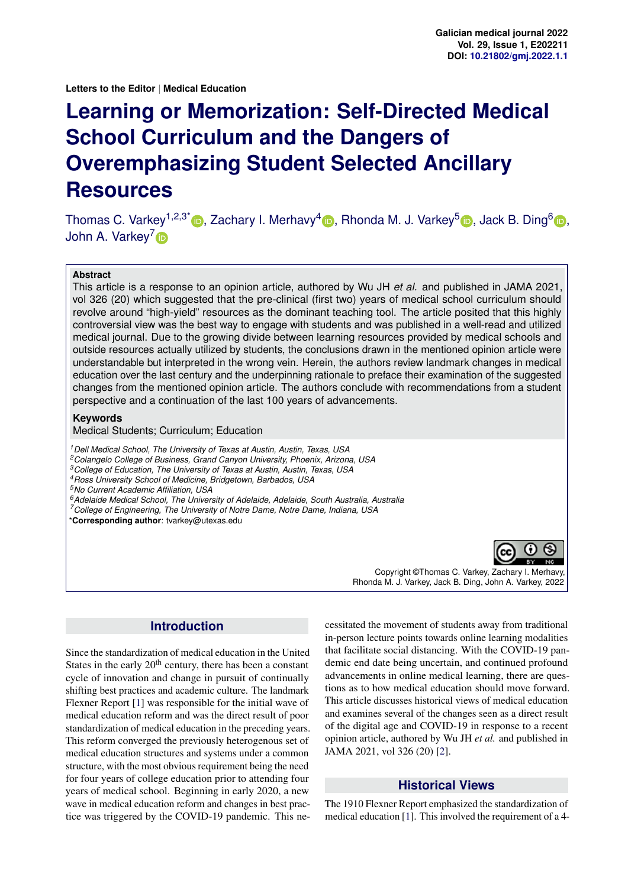Letters to the Editor | Medical Education

# Learning or Memorization: Self-Directed Medical School Curriculum and the Dangers of Overemphasizing Student Selected Ancillary Resources

Thomas C. Varkey[1,2,3*], Zachary I. Merhavy[4], Rhonda M. J. Varkey[5], Jack B. Ding[6], John A. Varkey[7]

**Abstract**

This article is a response to an opinion article, authored by Wu JH *et al.* and published in JAMA 2021, vol 326 (20) which suggested that the pre-clinical (first two) years of medical school curriculum should revolve around "high-yield" resources as the dominant teaching tool. The article posited that this highly controversial view was the best way to engage with students and was published in a well-read and utilized medical journal. Due to the growing divide between learning resources provided by medical schools and outside resources actually utilized by students, the conclusions drawn in the mentioned opinion article were understandable but interpreted in the wrong vein. Herein, the authors review landmark changes in medical education over the last century and the underpinning rationale to preface their examination of the suggested changes from the mentioned opinion article. The authors conclude with recommendations from a student perspective and a continuation of the last 100 years of advancements.

**Keywords**

Medical Students; Curriculum; Education

[1] *Dell Medical School, The University of Texas at Austin, Austin, Texas, USA*
[2] *Colangelo College of Business, Grand Canyon University, Phoenix, Arizona, USA*
[3] *College of Education, The University of Texas at Austin, Austin, Texas, USA*
[4] *Ross University School of Medicine, Bridgetown, Barbados, USA*
[5] *No Current Academic Affiliation, USA*
[6] *Adelaide Medical School, The University of Adelaide, Adelaide, South Australia, Australia*
[7] *College of Engineering, The University of Notre Dame, Notre Dame, Indiana, USA*
\***Corresponding author**: tvarkey@utexas.edu

Copyright ©Thomas C. Varkey, Zachary I. Merhavy, Rhonda M. J. Varkey, Jack B. Ding, John A. Varkey, 2022

## Introduction

Since the standardization of medical education in the United States in the early 20th century, there has been a constant cycle of innovation and change in pursuit of continually shifting best practices and academic culture. The landmark Flexner Report [1] was responsible for the initial wave of medical education reform and was the direct result of poor standardization of medical education in the preceding years. This reform converged the previously heterogenous set of medical education structures and systems under a common structure, with the most obvious requirement being the need for four years of college education prior to attending four years of medical school. Beginning in early 2020, a new wave in medical education reform and changes in best practice was triggered by the COVID-19 pandemic. This necessitated the movement of students away from traditional in-person lecture points towards online learning modalities that facilitate social distancing. With the COVID-19 pandemic end date being uncertain, and continued profound advancements in online medical learning, there are questions as to how medical education should move forward. This article discusses historical views of medical education and examines several of the changes seen as a direct result of the digital age and COVID-19 in response to a recent opinion article, authored by Wu JH *et al.* and published in JAMA 2021, vol 326 (20) [2].

## Historical Views

The 1910 Flexner Report emphasized the standardization of medical education [1]. This involved the requirement of a 4-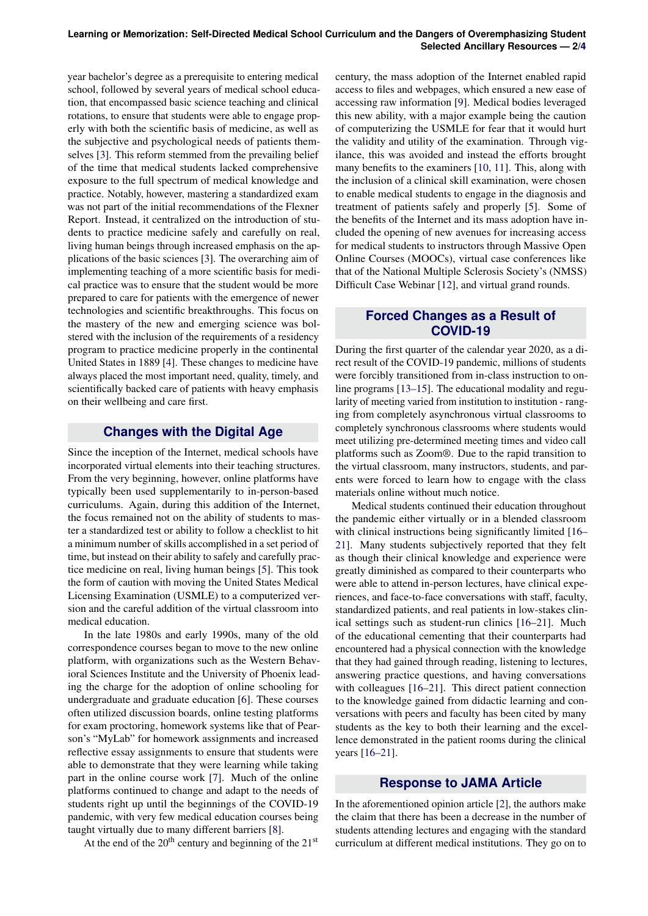year bachelor's degree as a prerequisite to entering medical school, followed by several years of medical school education, that encompassed basic science teaching and clinical rotations, to ensure that students were able to engage properly with both the scientific basis of medicine, as well as the subjective and psychological needs of patients themselves [3]. This reform stemmed from the prevailing belief of the time that medical students lacked comprehensive exposure to the full spectrum of medical knowledge and practice. Notably, however, mastering a standardized exam was not part of the initial recommendations of the Flexner Report. Instead, it centralized on the introduction of students to practice medicine safely and carefully on real, living human beings through increased emphasis on the applications of the basic sciences [3]. The overarching aim of implementing teaching of a more scientific basis for medical practice was to ensure that the student would be more prepared to care for patients with the emergence of newer technologies and scientific breakthroughs. This focus on the mastery of the new and emerging science was bolstered with the inclusion of the requirements of a residency program to practice medicine properly in the continental United States in 1889 [4]. These changes to medicine have always placed the most important need, quality, timely, and scientifically backed care of patients with heavy emphasis on their wellbeing and care first.

## Changes with the Digital Age

Since the inception of the Internet, medical schools have incorporated virtual elements into their teaching structures. From the very beginning, however, online platforms have typically been used supplementarily to in-person-based curriculums. Again, during this addition of the Internet, the focus remained not on the ability of students to master a standardized test or ability to follow a checklist to hit a minimum number of skills accomplished in a set period of time, but instead on their ability to safely and carefully practice medicine on real, living human beings [5]. This took the form of caution with moving the United States Medical Licensing Examination (USMLE) to a computerized version and the careful addition of the virtual classroom into medical education.

In the late 1980s and early 1990s, many of the old correspondence courses began to move to the new online platform, with organizations such as the Western Behavioral Sciences Institute and the University of Phoenix leading the charge for the adoption of online schooling for undergraduate and graduate education [6]. These courses often utilized discussion boards, online testing platforms for exam proctoring, homework systems like that of Pearson's "MyLab" for homework assignments and increased reflective essay assignments to ensure that students were able to demonstrate that they were learning while taking part in the online course work [7]. Much of the online platforms continued to change and adapt to the needs of students right up until the beginnings of the COVID-19 pandemic, with very few medical education courses being taught virtually due to many different barriers [8].

At the end of the 20th century and beginning of the 21st century, the mass adoption of the Internet enabled rapid access to files and webpages, which ensured a new ease of accessing raw information [9]. Medical bodies leveraged this new ability, with a major example being the caution of computerizing the USMLE for fear that it would hurt the validity and utility of the examination. Through vigilance, this was avoided and instead the efforts brought many benefits to the examiners [10, 11]. This, along with the inclusion of a clinical skill examination, were chosen to enable medical students to engage in the diagnosis and treatment of patients safely and properly [5]. Some of the benefits of the Internet and its mass adoption have included the opening of new avenues for increasing access for medical students to instructors through Massive Open Online Courses (MOOCs), virtual case conferences like that of the National Multiple Sclerosis Society's (NMSS) Difficult Case Webinar [12], and virtual grand rounds.

## Forced Changes as a Result of COVID-19

During the first quarter of the calendar year 2020, as a direct result of the COVID-19 pandemic, millions of students were forcibly transitioned from in-class instruction to online programs [13–15]. The educational modality and regularity of meeting varied from institution to institution - ranging from completely asynchronous virtual classrooms to completely synchronous classrooms where students would meet utilizing pre-determined meeting times and video call platforms such as Zoom®. Due to the rapid transition to the virtual classroom, many instructors, students, and parents were forced to learn how to engage with the class materials online without much notice.

Medical students continued their education throughout the pandemic either virtually or in a blended classroom with clinical instructions being significantly limited [16–21]. Many students subjectively reported that they felt as though their clinical knowledge and experience were greatly diminished as compared to their counterparts who were able to attend in-person lectures, have clinical experiences, and face-to-face conversations with staff, faculty, standardized patients, and real patients in low-stakes clinical settings such as student-run clinics [16–21]. Much of the educational cementing that their counterparts had encountered had a physical connection with the knowledge that they had gained through reading, listening to lectures, answering practice questions, and having conversations with colleagues [16–21]. This direct patient connection to the knowledge gained from didactic learning and conversations with peers and faculty has been cited by many students as the key to both their learning and the excellence demonstrated in the patient rooms during the clinical years [16–21].

## Response to JAMA Article

In the aforementioned opinion article [2], the authors make the claim that there has been a decrease in the number of students attending lectures and engaging with the standard curriculum at different medical institutions. They go on to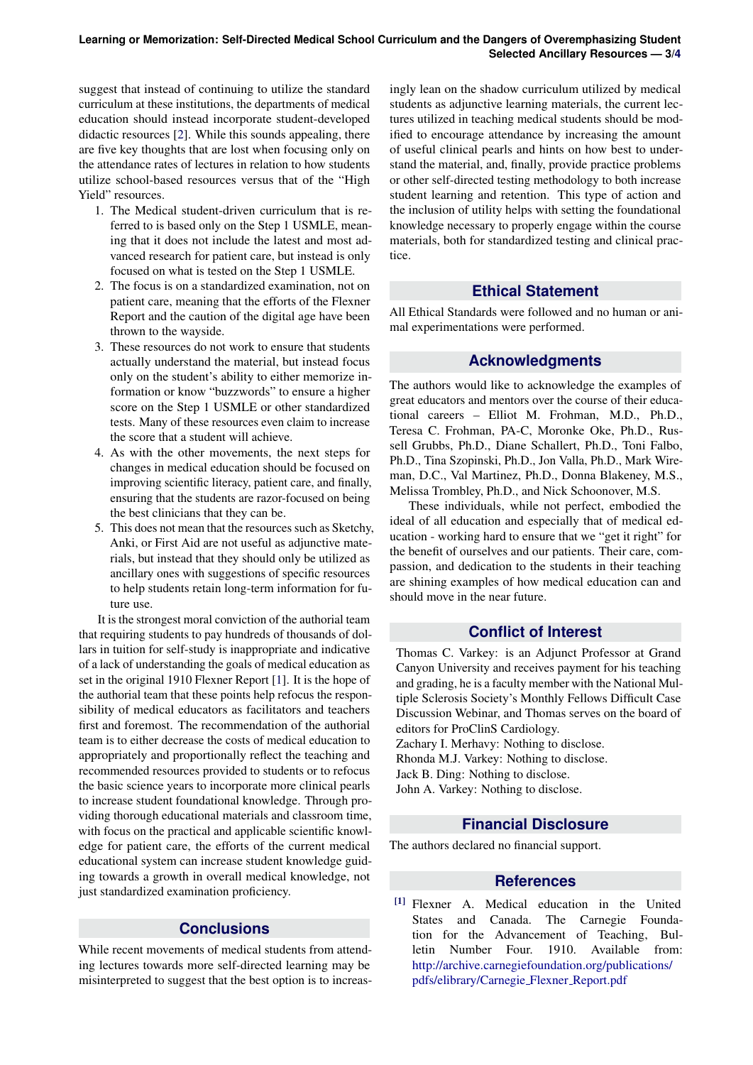suggest that instead of continuing to utilize the standard curriculum at these institutions, the departments of medical education should instead incorporate student-developed didactic resources [2]. While this sounds appealing, there are five key thoughts that are lost when focusing only on the attendance rates of lectures in relation to how students utilize school-based resources versus that of the "High Yield" resources.

1. The Medical student-driven curriculum that is referred to is based only on the Step 1 USMLE, meaning that it does not include the latest and most advanced research for patient care, but instead is only focused on what is tested on the Step 1 USMLE.
2. The focus is on a standardized examination, not on patient care, meaning that the efforts of the Flexner Report and the caution of the digital age have been thrown to the wayside.
3. These resources do not work to ensure that students actually understand the material, but instead focus only on the student's ability to either memorize information or know "buzzwords" to ensure a higher score on the Step 1 USMLE or other standardized tests. Many of these resources even claim to increase the score that a student will achieve.
4. As with the other movements, the next steps for changes in medical education should be focused on improving scientific literacy, patient care, and finally, ensuring that the students are razor-focused on being the best clinicians that they can be.
5. This does not mean that the resources such as Sketchy, Anki, or First Aid are not useful as adjunctive materials, but instead that they should only be utilized as ancillary ones with suggestions of specific resources to help students retain long-term information for future use.

It is the strongest moral conviction of the authorial team that requiring students to pay hundreds of thousands of dollars in tuition for self-study is inappropriate and indicative of a lack of understanding the goals of medical education as set in the original 1910 Flexner Report [1]. It is the hope of the authorial team that these points help refocus the responsibility of medical educators as facilitators and teachers first and foremost. The recommendation of the authorial team is to either decrease the costs of medical education to appropriately and proportionally reflect the teaching and recommended resources provided to students or to refocus the basic science years to incorporate more clinical pearls to increase student foundational knowledge. Through providing thorough educational materials and classroom time, with focus on the practical and applicable scientific knowledge for patient care, the efforts of the current medical educational system can increase student knowledge guiding towards a growth in overall medical knowledge, not just standardized examination proficiency.

## Conclusions

While recent movements of medical students from attending lectures towards more self-directed learning may be misinterpreted to suggest that the best option is to increasingly lean on the shadow curriculum utilized by medical students as adjunctive learning materials, the current lectures utilized in teaching medical students should be modified to encourage attendance by increasing the amount of useful clinical pearls and hints on how best to understand the material, and, finally, provide practice problems or other self-directed testing methodology to both increase student learning and retention. This type of action and the inclusion of utility helps with setting the foundational knowledge necessary to properly engage within the course materials, both for standardized testing and clinical practice.

## Ethical Statement

All Ethical Standards were followed and no human or animal experimentations were performed.

## Acknowledgments

The authors would like to acknowledge the examples of great educators and mentors over the course of their educational careers – Elliot M. Frohman, M.D., Ph.D., Teresa C. Frohman, PA-C, Moronke Oke, Ph.D., Russell Grubbs, Ph.D., Diane Schallert, Ph.D., Toni Falbo, Ph.D., Tina Szopinski, Ph.D., Jon Valla, Ph.D., Mark Wireman, D.C., Val Martinez, Ph.D., Donna Blakeney, M.S., Melissa Trombley, Ph.D., and Nick Schoonover, M.S.

These individuals, while not perfect, embodied the ideal of all education and especially that of medical education - working hard to ensure that we "get it right" for the benefit of ourselves and our patients. Their care, compassion, and dedication to the students in their teaching are shining examples of how medical education can and should move in the near future.

## Conflict of Interest

Thomas C. Varkey: is an Adjunct Professor at Grand Canyon University and receives payment for his teaching and grading, he is a faculty member with the National Multiple Sclerosis Society's Monthly Fellows Difficult Case Discussion Webinar, and Thomas serves on the board of editors for ProClinS Cardiology.
Zachary I. Merhavy: Nothing to disclose.
Rhonda M.J. Varkey: Nothing to disclose.
Jack B. Ding: Nothing to disclose.
John A. Varkey: Nothing to disclose.

## Financial Disclosure

The authors declared no financial support.

## References

[1] Flexner A. Medical education in the United States and Canada. The Carnegie Foundation for the Advancement of Teaching, Bulletin Number Four. 1910. Available from: http://archive.carnegiefoundation.org/publications/pdfs/elibrary/Carnegie_Flexner_Report.pdf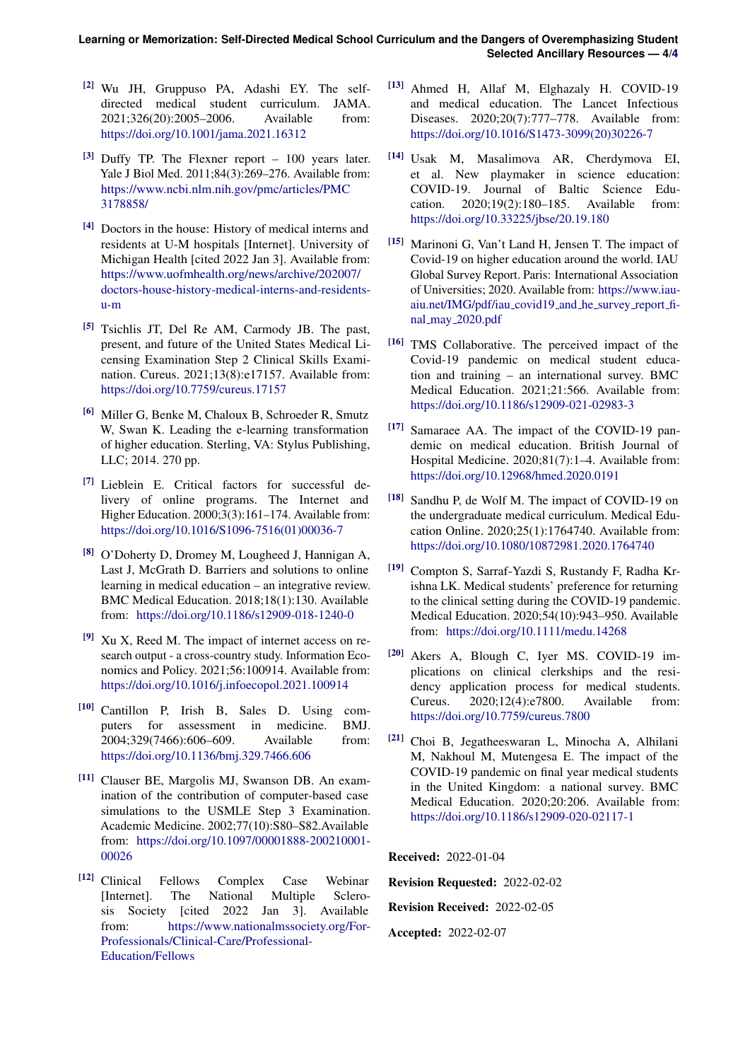[2] Wu JH, Gruppuso PA, Adashi EY. The self-directed medical student curriculum. JAMA. 2021;326(20):2005–2006. Available from: https://doi.org/10.1001/jama.2021.16312

[3] Duffy TP. The Flexner report – 100 years later. Yale J Biol Med. 2011;84(3):269–276. Available from: https://www.ncbi.nlm.nih.gov/pmc/articles/PMC3178858/

[4] Doctors in the house: History of medical interns and residents at U-M hospitals [Internet]. University of Michigan Health [cited 2022 Jan 3]. Available from: https://www.uofmhealth.org/news/archive/202007/doctors-house-history-medical-interns-and-residents-u-m

[5] Tsichlis JT, Del Re AM, Carmody JB. The past, present, and future of the United States Medical Licensing Examination Step 2 Clinical Skills Examination. Cureus. 2021;13(8):e17157. Available from: https://doi.org/10.7759/cureus.17157

[6] Miller G, Benke M, Chaloux B, Schroeder R, Smutz W, Swan K. Leading the e-learning transformation of higher education. Sterling, VA: Stylus Publishing, LLC; 2014. 270 pp.

[7] Lieblein E. Critical factors for successful delivery of online programs. The Internet and Higher Education. 2000;3(3):161–174. Available from: https://doi.org/10.1016/S1096-7516(01)00036-7

[8] O'Doherty D, Dromey M, Lougheed J, Hannigan A, Last J, McGrath D. Barriers and solutions to online learning in medical education – an integrative review. BMC Medical Education. 2018;18(1):130. Available from: https://doi.org/10.1186/s12909-018-1240-0

[9] Xu X, Reed M. The impact of internet access on research output - a cross-country study. Information Economics and Policy. 2021;56:100914. Available from: https://doi.org/10.1016/j.infoecopol.2021.100914

[10] Cantillon P, Irish B, Sales D. Using computers for assessment in medicine. BMJ. 2004;329(7466):606–609. Available from: https://doi.org/10.1136/bmj.329.7466.606

[11] Clauser BE, Margolis MJ, Swanson DB. An examination of the contribution of computer-based case simulations to the USMLE Step 3 Examination. Academic Medicine. 2002;77(10):S80–S82.Available from: https://doi.org/10.1097/00001888-200210001-00026

[12] Clinical Fellows Complex Case Webinar [Internet]. The National Multiple Sclerosis Society [cited 2022 Jan 3]. Available from: https://www.nationalmssociety.org/For-Professionals/Clinical-Care/Professional-Education/Fellows

[13] Ahmed H, Allaf M, Elghazaly H. COVID-19 and medical education. The Lancet Infectious Diseases. 2020;20(7):777–778. Available from: https://doi.org/10.1016/S1473-3099(20)30226-7

[14] Usak M, Masalimova AR, Cherdymova EI, et al. New playmaker in science education: COVID-19. Journal of Baltic Science Education. 2020;19(2):180–185. Available from: https://doi.org/10.33225/jbse/20.19.180

[15] Marinoni G, Van't Land H, Jensen T. The impact of Covid-19 on higher education around the world. IAU Global Survey Report. Paris: International Association of Universities; 2020. Available from: https://www.iau-aiu.net/IMG/pdf/iau_covid19_and_he_survey_report_final_may_2020.pdf

[16] TMS Collaborative. The perceived impact of the Covid-19 pandemic on medical student education and training – an international survey. BMC Medical Education. 2021;21:566. Available from: https://doi.org/10.1186/s12909-021-02983-3

[17] Samaraee AA. The impact of the COVID-19 pandemic on medical education. British Journal of Hospital Medicine. 2020;81(7):1–4. Available from: https://doi.org/10.12968/hmed.2020.0191

[18] Sandhu P, de Wolf M. The impact of COVID-19 on the undergraduate medical curriculum. Medical Education Online. 2020;25(1):1764740. Available from: https://doi.org/10.1080/10872981.2020.1764740

[19] Compton S, Sarraf-Yazdi S, Rustandy F, Radha Krishna LK. Medical students' preference for returning to the clinical setting during the COVID-19 pandemic. Medical Education. 2020;54(10):943–950. Available from: https://doi.org/10.1111/medu.14268

[20] Akers A, Blough C, Iyer MS. COVID-19 implications on clinical clerkships and the residency application process for medical students. Cureus. 2020;12(4):e7800. Available from: https://doi.org/10.7759/cureus.7800

[21] Choi B, Jegatheeswaran L, Minocha A, Alhilani M, Nakhoul M, Mutengesa E. The impact of the COVID-19 pandemic on final year medical students in the United Kingdom: a national survey. BMC Medical Education. 2020;20:206. Available from: https://doi.org/10.1186/s12909-020-02117-1

**Received:** 2022-01-04

**Revision Requested:** 2022-02-02

**Revision Received:** 2022-02-05

**Accepted:** 2022-02-07